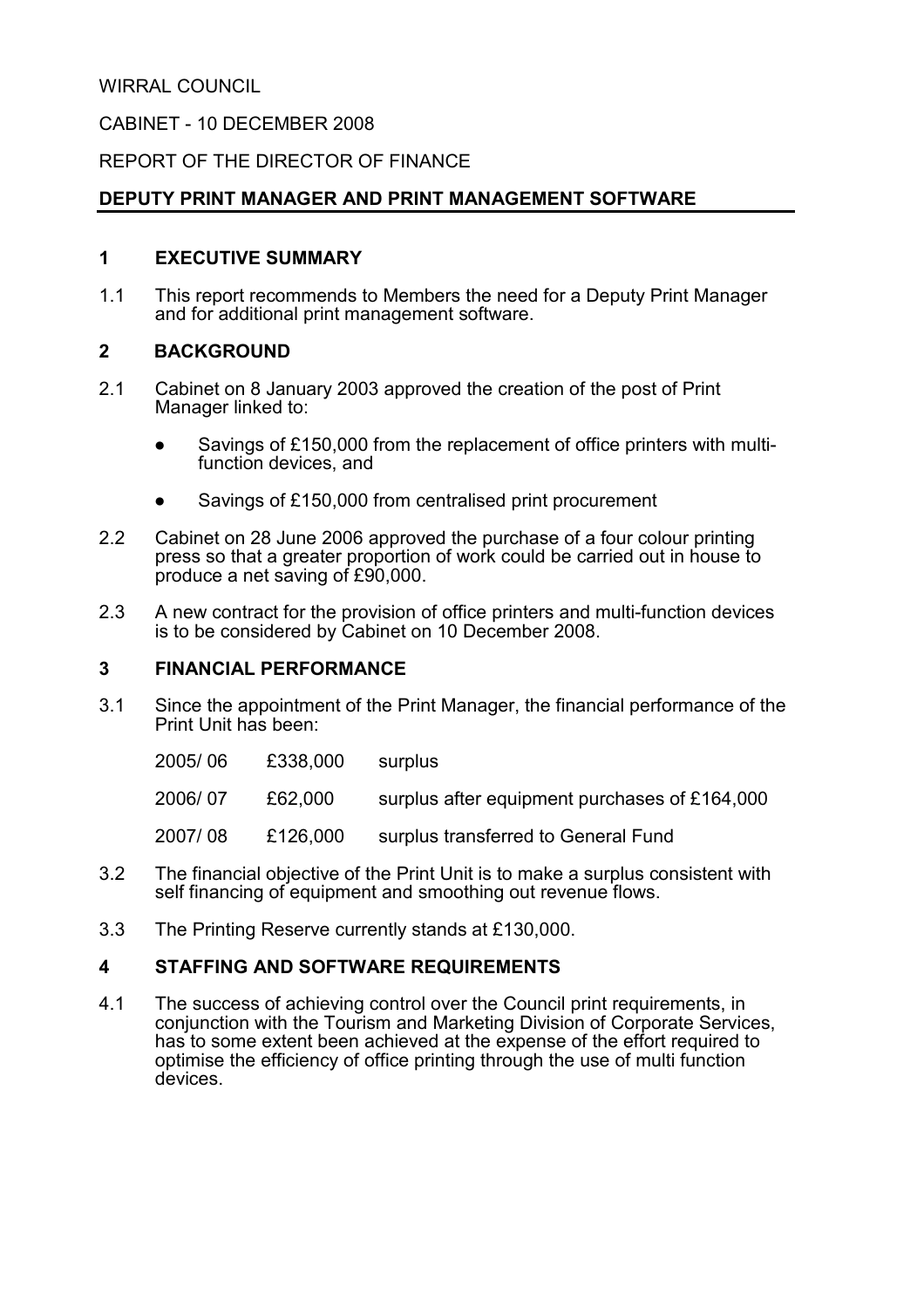WIRRAL COUNCIL

CABINET - 10 DECEMBER 2008

REPORT OF THE DIRECTOR OF FINANCE

**DEPUTY PRINT MANAGER AND PRINT MANAGEMENT SOFTWARE**

## 1 EXECUTIVE SUMMARY

1.1 This report recommends to Members the need for a Deputy Print Manager and for additional print management software.

## 2 BACKGROUND

2.1 Cabinet on 8 January 2003 approved the creation of the post of Print Manager linked to:

- Savings of £150,000 from the replacement of office printers with multi-function devices, and
- Savings of £150,000 from centralised print procurement

2.2 Cabinet on 28 June 2006 approved the purchase of a four colour printing press so that a greater proportion of work could be carried out in house to produce a net saving of £90,000.

2.3 A new contract for the provision of office printers and multi-function devices is to be considered by Cabinet on 10 December 2008.

## 3 FINANCIAL PERFORMANCE

3.1 Since the appointment of the Print Manager, the financial performance of the Print Unit has been:

| | | |
|---|---|---|
| 2005/ 06 | £338,000 | surplus |
| 2006/ 07 | £62,000 | surplus after equipment purchases of £164,000 |
| 2007/ 08 | £126,000 | surplus transferred to General Fund |

3.2 The financial objective of the Print Unit is to make a surplus consistent with self financing of equipment and smoothing out revenue flows.

3.3 The Printing Reserve currently stands at £130,000.

## 4 STAFFING AND SOFTWARE REQUIREMENTS

4.1 The success of achieving control over the Council print requirements, in conjunction with the Tourism and Marketing Division of Corporate Services, has to some extent been achieved at the expense of the effort required to optimise the efficiency of office printing through the use of multi function devices.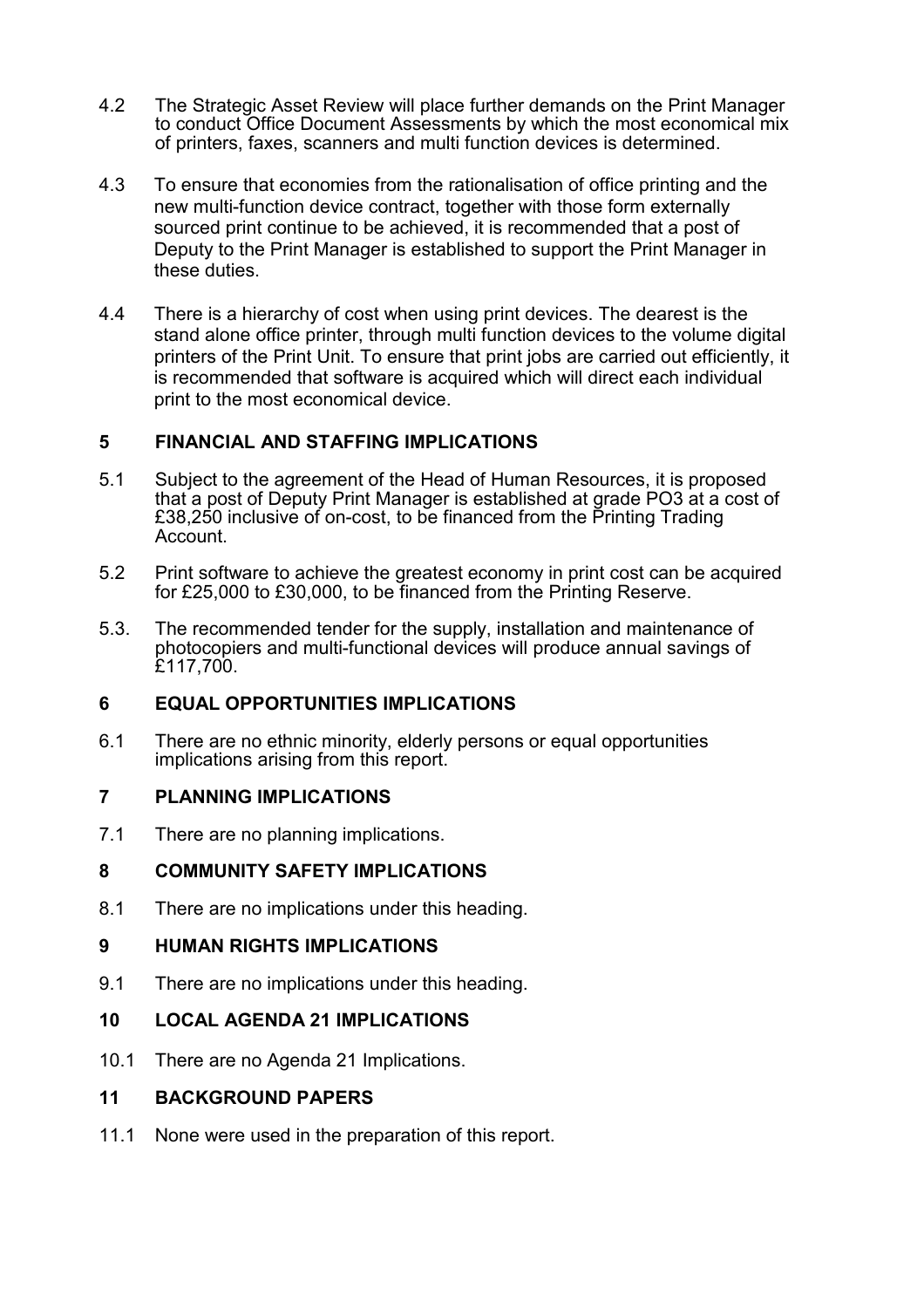4.2 The Strategic Asset Review will place further demands on the Print Manager to conduct Office Document Assessments by which the most economical mix of printers, faxes, scanners and multi function devices is determined.

4.3 To ensure that economies from the rationalisation of office printing and the new multi-function device contract, together with those form externally sourced print continue to be achieved, it is recommended that a post of Deputy to the Print Manager is established to support the Print Manager in these duties.

4.4 There is a hierarchy of cost when using print devices. The dearest is the stand alone office printer, through multi function devices to the volume digital printers of the Print Unit. To ensure that print jobs are carried out efficiently, it is recommended that software is acquired which will direct each individual print to the most economical device.

## 5 FINANCIAL AND STAFFING IMPLICATIONS

5.1 Subject to the agreement of the Head of Human Resources, it is proposed that a post of Deputy Print Manager is established at grade PO3 at a cost of £38,250 inclusive of on-cost, to be financed from the Printing Trading Account.

5.2 Print software to achieve the greatest economy in print cost can be acquired for £25,000 to £30,000, to be financed from the Printing Reserve.

5.3. The recommended tender for the supply, installation and maintenance of photocopiers and multi-functional devices will produce annual savings of £117,700.

## 6 EQUAL OPPORTUNITIES IMPLICATIONS

6.1 There are no ethnic minority, elderly persons or equal opportunities implications arising from this report.

## 7 PLANNING IMPLICATIONS

7.1 There are no planning implications.

## 8 COMMUNITY SAFETY IMPLICATIONS

8.1 There are no implications under this heading.

## 9 HUMAN RIGHTS IMPLICATIONS

9.1 There are no implications under this heading.

## 10 LOCAL AGENDA 21 IMPLICATIONS

10.1 There are no Agenda 21 Implications.

## 11 BACKGROUND PAPERS

11.1 None were used in the preparation of this report.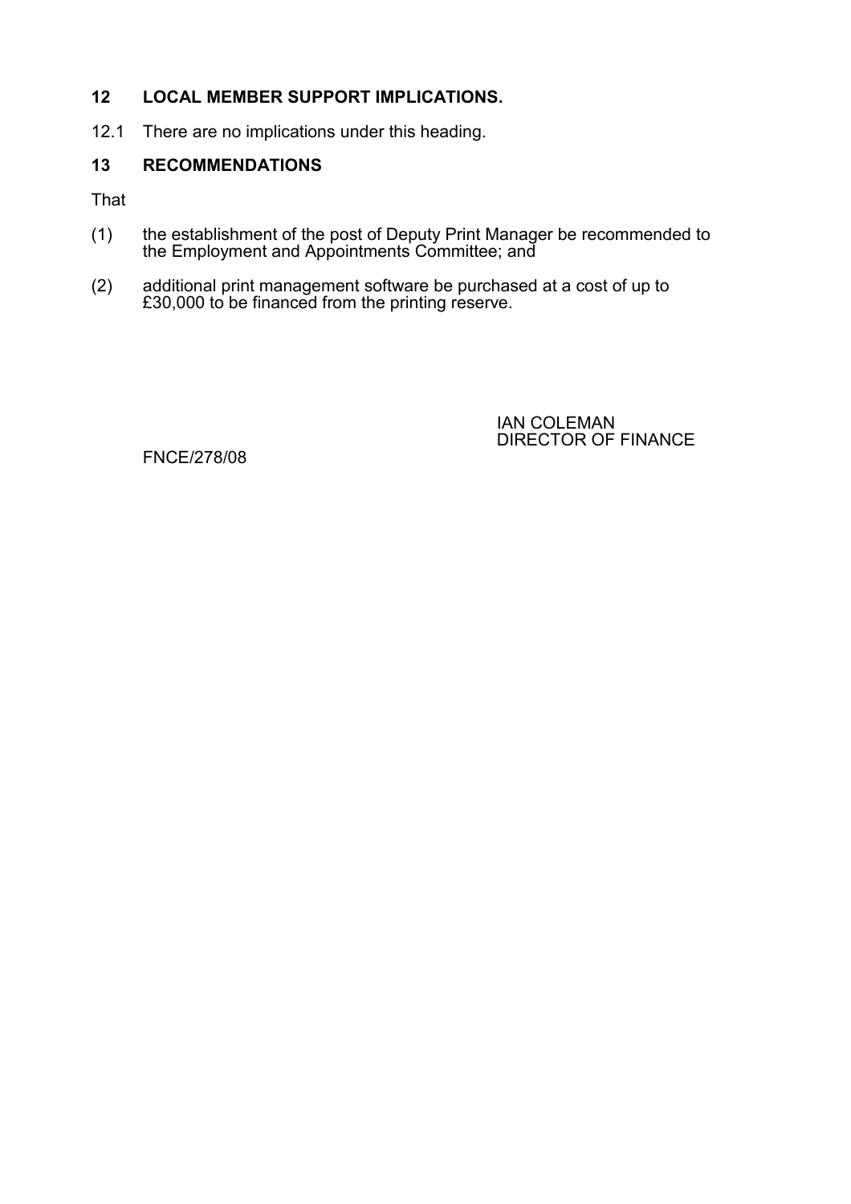## 12 LOCAL MEMBER SUPPORT IMPLICATIONS.

12.1 There are no implications under this heading.

## 13 RECOMMENDATIONS

That

(1) the establishment of the post of Deputy Print Manager be recommended to the Employment and Appointments Committee; and

(2) additional print management software be purchased at a cost of up to £30,000 to be financed from the printing reserve.

IAN COLEMAN
DIRECTOR OF FINANCE

FNCE/278/08